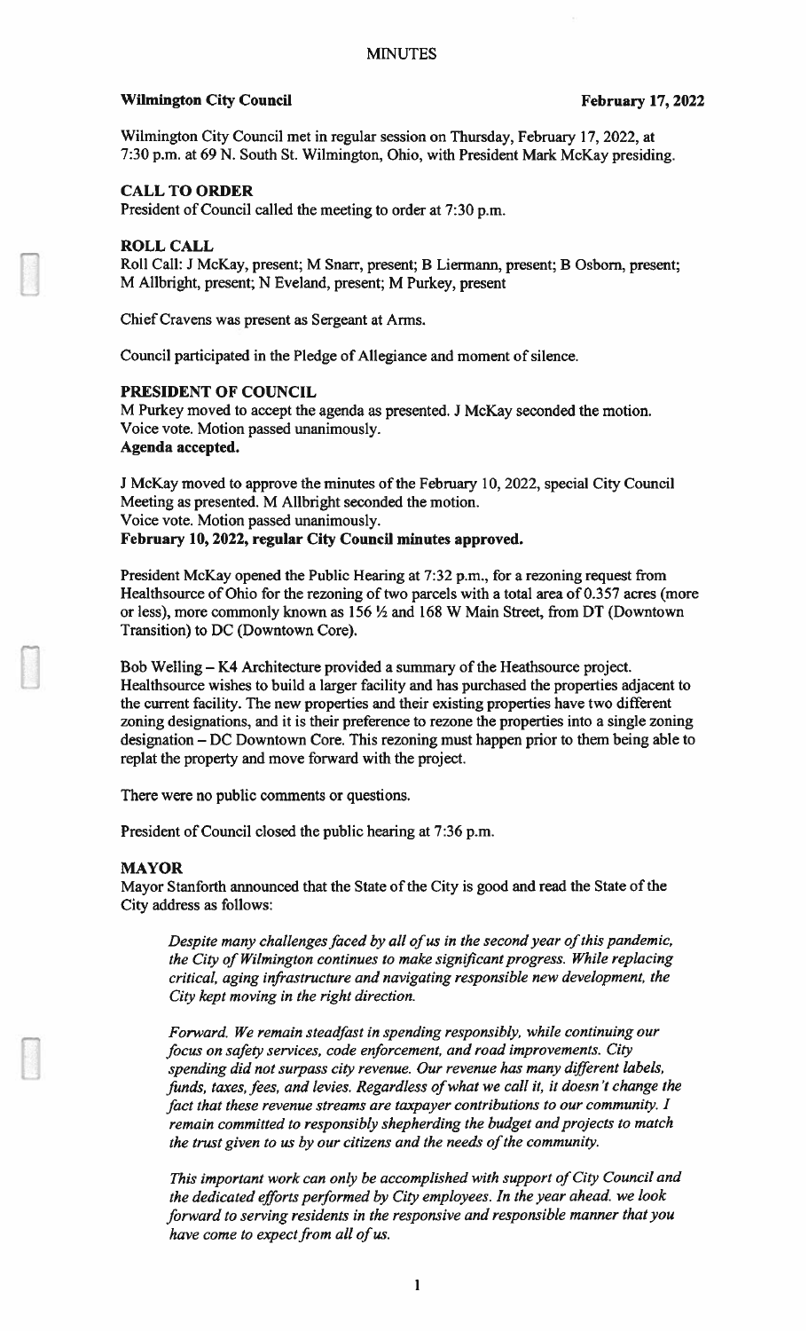# MINUTES

**Wilmington City Council** **February 17, 2022**

Wilmington City Council met in regular session on Thursday, February 17, 2022, at 7:30 p.m. at 69 N. South St. Wilmington, Ohio, with President Mark McKay presiding.

## CALL TO ORDER

President of Council called the meeting to order at 7:30 p.m.

## ROLL CALL

Roll Call: J McKay, present; M Snarr, present; B Liermann, present; B Osborn, present; M Allbright, present; N Eveland, present; M Purkey, present

Chief Cravens was present as Sergeant at Arms.

Council participated in the Pledge of Allegiance and moment of silence.

## PRESIDENT OF COUNCIL

M Purkey moved to accept the agenda as presented. J McKay seconded the motion.
Voice vote. Motion passed unanimously.
**Agenda accepted.**

J McKay moved to approve the minutes of the February 10, 2022, special City Council Meeting as presented. M Allbright seconded the motion.
Voice vote. Motion passed unanimously.
**February 10, 2022, regular City Council minutes approved.**

President McKay opened the Public Hearing at 7:32 p.m., for a rezoning request from Healthsource of Ohio for the rezoning of two parcels with a total area of 0.357 acres (more or less), more commonly known as 156 ½ and 168 W Main Street, from DT (Downtown Transition) to DC (Downtown Core).

Bob Welling – K4 Architecture provided a summary of the Heathsource project. Healthsource wishes to build a larger facility and has purchased the properties adjacent to the current facility. The new properties and their existing properties have two different zoning designations, and it is their preference to rezone the properties into a single zoning designation – DC Downtown Core. This rezoning must happen prior to them being able to replat the property and move forward with the project.

There were no public comments or questions.

President of Council closed the public hearing at 7:36 p.m.

## MAYOR

Mayor Stanforth announced that the State of the City is good and read the State of the City address as follows:

> *Despite many challenges faced by all of us in the second year of this pandemic, the City of Wilmington continues to make significant progress. While replacing critical, aging infrastructure and navigating responsible new development, the City kept moving in the right direction.*
>
> *Forward. We remain steadfast in spending responsibly, while continuing our focus on safety services, code enforcement, and road improvements. City spending did not surpass city revenue. Our revenue has many different labels, funds, taxes, fees, and levies. Regardless of what we call it, it doesn't change the fact that these revenue streams are taxpayer contributions to our community. I remain committed to responsibly shepherding the budget and projects to match the trust given to us by our citizens and the needs of the community.*
>
> *This important work can only be accomplished with support of City Council and the dedicated efforts performed by City employees. In the year ahead. we look forward to serving residents in the responsive and responsible manner that you have come to expect from all of us.*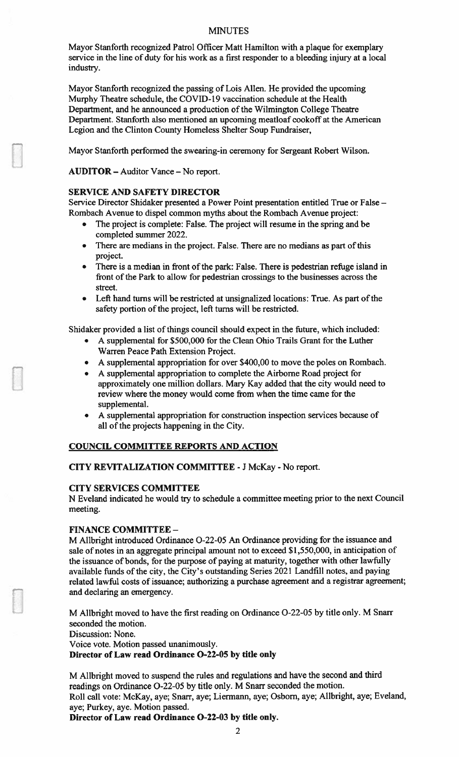MINUTES

Mayor Stanforth recognized Patrol Officer Matt Hamilton with a plaque for exemplary service in the line of duty for his work as a first responder to a bleeding injury at a local industry.

Mayor Stanforth recognized the passing of Lois Allen. He provided the upcoming Murphy Theatre schedule, the COVID-19 vaccination schedule at the Health Department, and he announced a production of the Wilmington College Theatre Department. Stanforth also mentioned an upcoming meatloaf cookoff at the American Legion and the Clinton County Homeless Shelter Soup Fundraiser,

Mayor Stanforth performed the swearing-in ceremony for Sergeant Robert Wilson.

**AUDITOR** – Auditor Vance – No report.

**SERVICE AND SAFETY DIRECTOR**

Service Director Shidaker presented a Power Point presentation entitled True or False – Rombach Avenue to dispel common myths about the Rombach Avenue project:

- The project is complete: False. The project will resume in the spring and be completed summer 2022.
- There are medians in the project. False. There are no medians as part of this project.
- There is a median in front of the park: False. There is pedestrian refuge island in front of the Park to allow for pedestrian crossings to the businesses across the street.
- Left hand turns will be restricted at unsignalized locations: True. As part of the safety portion of the project, left turns will be restricted.

Shidaker provided a list of things council should expect in the future, which included:

- A supplemental for $500,000 for the Clean Ohio Trails Grant for the Luther Warren Peace Path Extension Project.
- A supplemental appropriation for over $400,00 to move the poles on Rombach.
- A supplemental appropriation to complete the Airborne Road project for approximately one million dollars. Mary Kay added that the city would need to review where the money would come from when the time came for the supplemental.
- A supplemental appropriation for construction inspection services because of all of the projects happening in the City.

**COUNCIL COMMITTEE REPORTS AND ACTION**

**CITY REVITALIZATION COMMITTEE** - J McKay - No report.

**CITY SERVICES COMMITTEE**

N Eveland indicated he would try to schedule a committee meeting prior to the next Council meeting.

**FINANCE COMMITTEE** –

M Allbright introduced Ordinance O-22-05 An Ordinance providing for the issuance and sale of notes in an aggregate principal amount not to exceed $1,550,000, in anticipation of the issuance of bonds, for the purpose of paying at maturity, together with other lawfully available funds of the city, the City's outstanding Series 2021 Landfill notes, and paying related lawful costs of issuance; authorizing a purchase agreement and a registrar agreement; and declaring an emergency.

M Allbright moved to have the first reading on Ordinance O-22-05 by title only. M Snarr seconded the motion.
Discussion: None.
Voice vote. Motion passed unanimously.
**Director of Law read Ordinance O-22-05 by title only**

M Allbright moved to suspend the rules and regulations and have the second and third readings on Ordinance O-22-05 by title only. M Snarr seconded the motion.
Roll call vote: McKay, aye; Snarr, aye; Liermann, aye; Osborn, aye; Allbright, aye; Eveland, aye; Purkey, aye. Motion passed.
**Director of Law read Ordinance O-22-03 by title only.**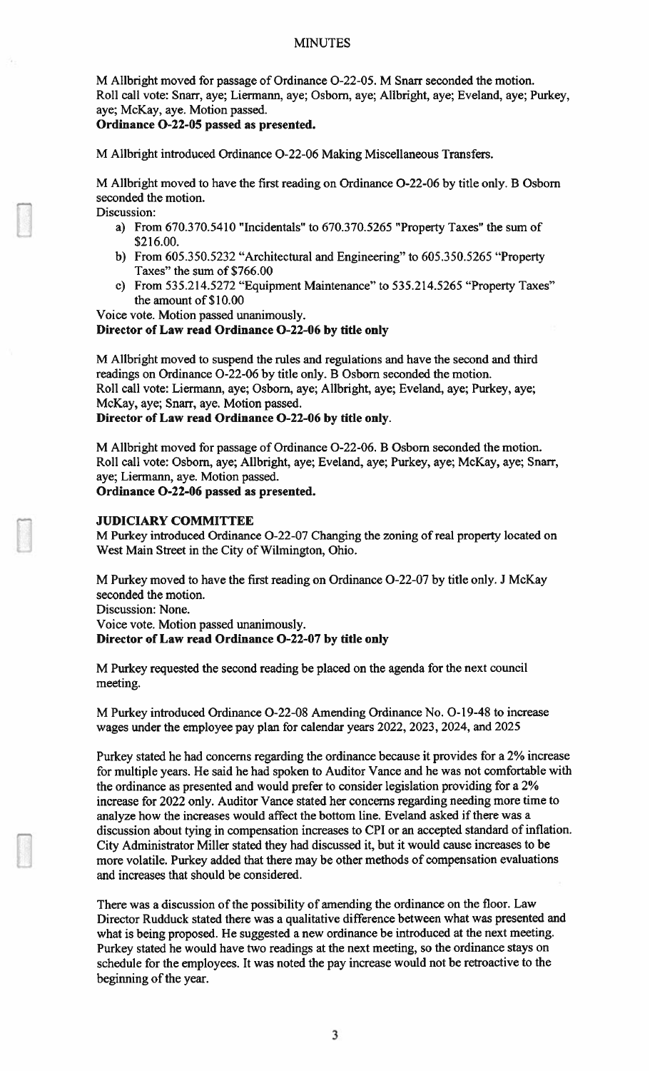M Allbright moved for passage of Ordinance O-22-05. M Snarr seconded the motion. Roll call vote: Snarr, aye; Liermann, aye; Osborn, aye; Allbright, aye; Eveland, aye; Purkey, aye; McKay, aye. Motion passed.

**Ordinance O-22-05 passed as presented.**

M Allbright introduced Ordinance O-22-06 Making Miscellaneous Transfers.

M Allbright moved to have the first reading on Ordinance O-22-06 by title only. B Osborn seconded the motion.

Discussion:

a) From 670.370.5410 "Incidentals" to 670.370.5265 "Property Taxes" the sum of $216.00.
b) From 605.350.5232 "Architectural and Engineering" to 605.350.5265 "Property Taxes" the sum of $766.00
c) From 535.214.5272 "Equipment Maintenance" to 535.214.5265 "Property Taxes" the amount of $10.00

Voice vote. Motion passed unanimously.

**Director of Law read Ordinance O-22-06 by title only**

M Allbright moved to suspend the rules and regulations and have the second and third readings on Ordinance O-22-06 by title only. B Osborn seconded the motion. Roll call vote: Liermann, aye; Osborn, aye; Allbright, aye; Eveland, aye; Purkey, aye; McKay, aye; Snarr, aye. Motion passed.

**Director of Law read Ordinance O-22-06 by title only.**

M Allbright moved for passage of Ordinance O-22-06. B Osborn seconded the motion. Roll call vote: Osborn, aye; Allbright, aye; Eveland, aye; Purkey, aye; McKay, aye; Snarr, aye; Liermann, aye. Motion passed.

**Ordinance O-22-06 passed as presented.**

**JUDICIARY COMMITTEE**

M Purkey introduced Ordinance O-22-07 Changing the zoning of real property located on West Main Street in the City of Wilmington, Ohio.

M Purkey moved to have the first reading on Ordinance O-22-07 by title only. J McKay seconded the motion.

Discussion: None.

Voice vote. Motion passed unanimously.

**Director of Law read Ordinance O-22-07 by title only**

M Purkey requested the second reading be placed on the agenda for the next council meeting.

M Purkey introduced Ordinance O-22-08 Amending Ordinance No. O-19-48 to increase wages under the employee pay plan for calendar years 2022, 2023, 2024, and 2025

Purkey stated he had concerns regarding the ordinance because it provides for a 2% increase for multiple years. He said he had spoken to Auditor Vance and he was not comfortable with the ordinance as presented and would prefer to consider legislation providing for a 2% increase for 2022 only. Auditor Vance stated her concerns regarding needing more time to analyze how the increases would affect the bottom line. Eveland asked if there was a discussion about tying in compensation increases to CPI or an accepted standard of inflation. City Administrator Miller stated they had discussed it, but it would cause increases to be more volatile. Purkey added that there may be other methods of compensation evaluations and increases that should be considered.

There was a discussion of the possibility of amending the ordinance on the floor. Law Director Rudduck stated there was a qualitative difference between what was presented and what is being proposed. He suggested a new ordinance be introduced at the next meeting. Purkey stated he would have two readings at the next meeting, so the ordinance stays on schedule for the employees. It was noted the pay increase would not be retroactive to the beginning of the year.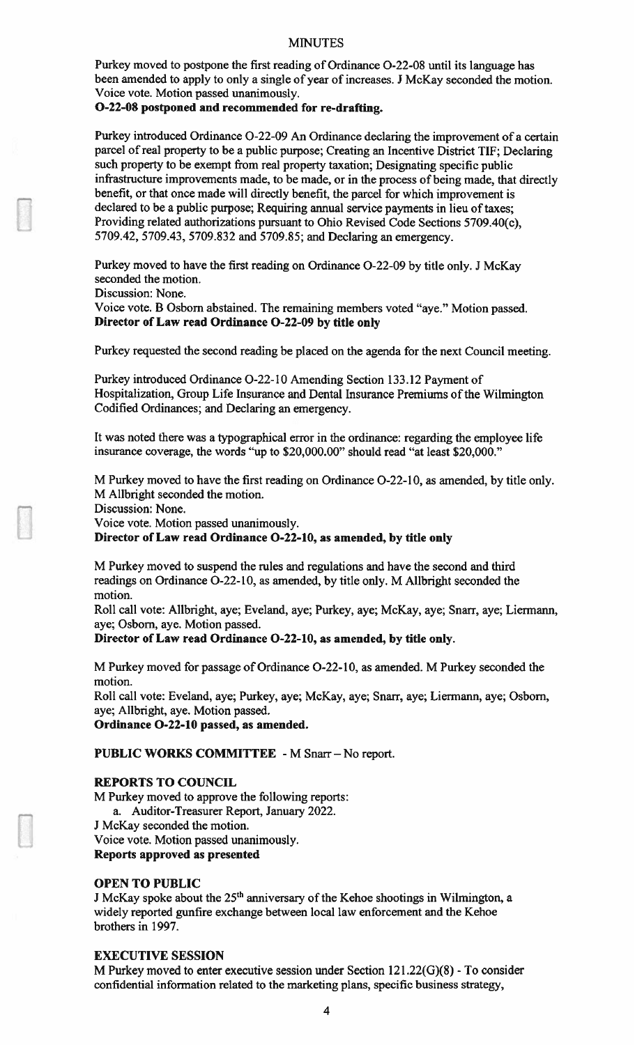# MINUTES

Purkey moved to postpone the first reading of Ordinance O-22-08 until its language has been amended to apply to only a single of year of increases. J McKay seconded the motion. Voice vote. Motion passed unanimously.

**O-22-08 postponed and recommended for re-drafting.**

Purkey introduced Ordinance O-22-09 An Ordinance declaring the improvement of a certain parcel of real property to be a public purpose; Creating an Incentive District TIF; Declaring such property to be exempt from real property taxation; Designating specific public infrastructure improvements made, to be made, or in the process of being made, that directly benefit, or that once made will directly benefit, the parcel for which improvement is declared to be a public purpose; Requiring annual service payments in lieu of taxes; Providing related authorizations pursuant to Ohio Revised Code Sections 5709.40(c), 5709.42, 5709.43, 5709.832 and 5709.85; and Declaring an emergency.

Purkey moved to have the first reading on Ordinance O-22-09 by title only. J McKay seconded the motion.
Discussion: None.
Voice vote. B Osborn abstained. The remaining members voted "aye." Motion passed.
**Director of Law read Ordinance O-22-09 by title only**

Purkey requested the second reading be placed on the agenda for the next Council meeting.

Purkey introduced Ordinance O-22-10 Amending Section 133.12 Payment of Hospitalization, Group Life Insurance and Dental Insurance Premiums of the Wilmington Codified Ordinances; and Declaring an emergency.

It was noted there was a typographical error in the ordinance: regarding the employee life insurance coverage, the words "up to $20,000.00" should read "at least $20,000."

M Purkey moved to have the first reading on Ordinance O-22-10, as amended, by title only. M Allbright seconded the motion.
Discussion: None.
Voice vote. Motion passed unanimously.
**Director of Law read Ordinance O-22-10, as amended, by title only**

M Purkey moved to suspend the rules and regulations and have the second and third readings on Ordinance O-22-10, as amended, by title only. M Allbright seconded the motion.
Roll call vote: Allbright, aye; Eveland, aye; Purkey, aye; McKay, aye; Snarr, aye; Liermann, aye; Osborn, aye. Motion passed.
**Director of Law read Ordinance O-22-10, as amended, by title only.**

M Purkey moved for passage of Ordinance O-22-10, as amended. M Purkey seconded the motion.
Roll call vote: Eveland, aye; Purkey, aye; McKay, aye; Snarr, aye; Liermann, aye; Osborn, aye; Allbright, aye. Motion passed.
**Ordinance O-22-10 passed, as amended.**

**PUBLIC WORKS COMMITTEE** - M Snarr – No report.

## REPORTS TO COUNCIL

M Purkey moved to approve the following reports:

a. Auditor-Treasurer Report, January 2022.

J McKay seconded the motion.
Voice vote. Motion passed unanimously.
**Reports approved as presented**

## OPEN TO PUBLIC

J McKay spoke about the 25th anniversary of the Kehoe shootings in Wilmington, a widely reported gunfire exchange between local law enforcement and the Kehoe brothers in 1997.

## EXECUTIVE SESSION

M Purkey moved to enter executive session under Section 121.22(G)(8) - To consider confidential information related to the marketing plans, specific business strategy,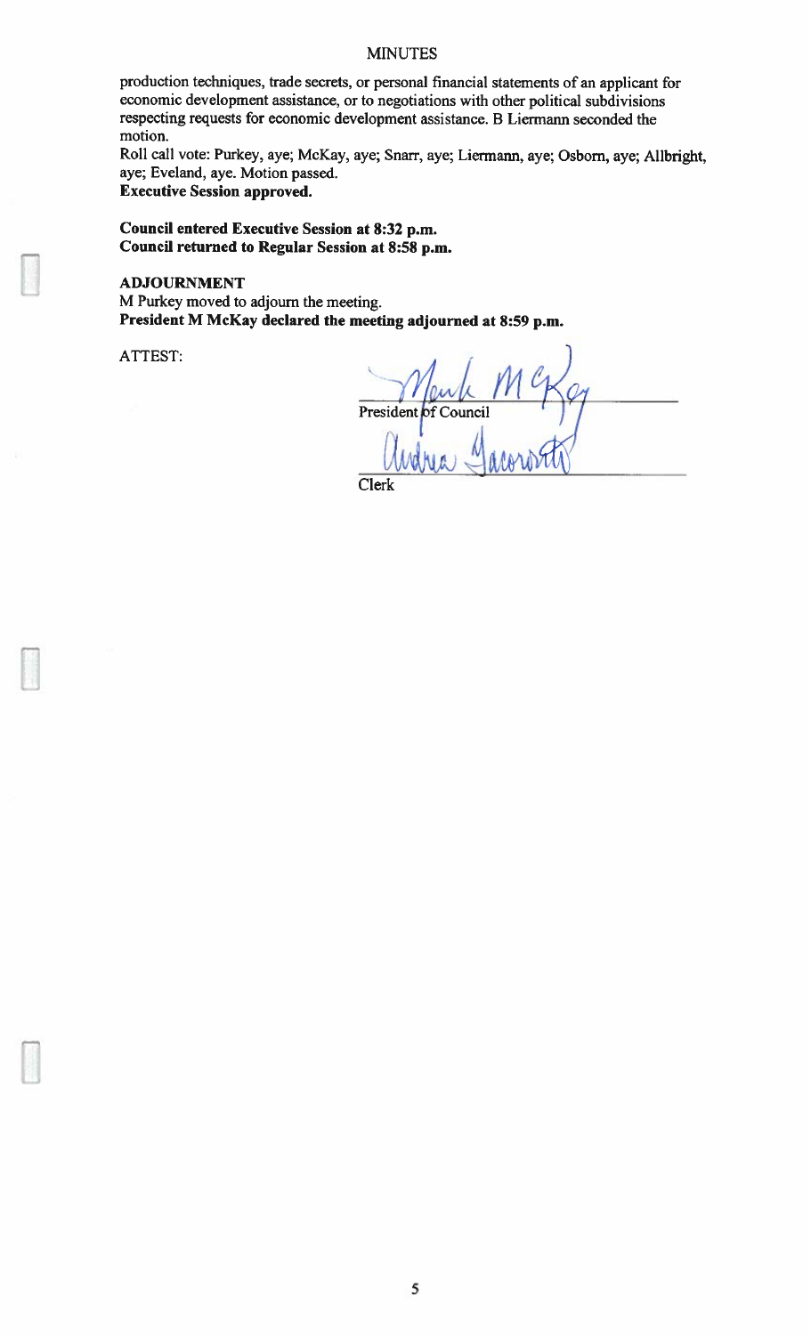production techniques, trade secrets, or personal financial statements of an applicant for economic development assistance, or to negotiations with other political subdivisions respecting requests for economic development assistance. B Liermann seconded the motion.

Roll call vote: Purkey, aye; McKay, aye; Snarr, aye; Liermann, aye; Osborn, aye; Allbright, aye; Eveland, aye. Motion passed.

**Executive Session approved.**

**Council entered Executive Session at 8:32 p.m.**
**Council returned to Regular Session at 8:58 p.m.**

**ADJOURNMENT**

M Purkey moved to adjourn the meeting.

**President M McKay declared the meeting adjourned at 8:59 p.m.**

ATTEST:

Mark McKay
President of Council

Andrea Yacovetti
Clerk